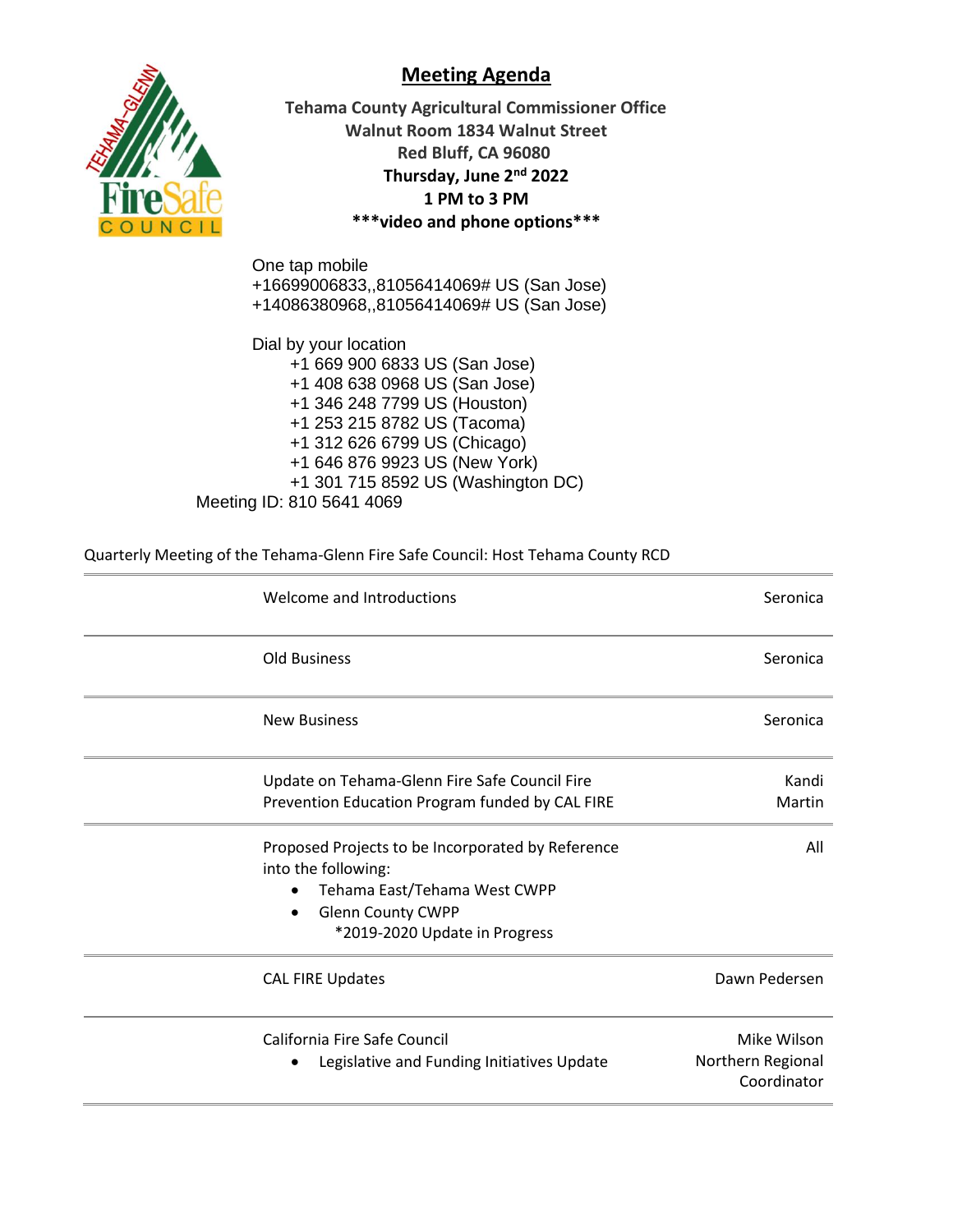# Meeting Agenda

**Tehama County Agricultural Commissioner Office**
**Walnut Room 1834 Walnut Street**
**Red Bluff, CA 96080**
**Thursday, June 2nd 2022**
**1 PM to 3 PM**
**\*\*\*video and phone options\*\*\***

One tap mobile
+16699006833,,81056414069# US (San Jose)
+14086380968,,81056414069# US (San Jose)

Dial by your location
+1 669 900 6833 US (San Jose)
+1 408 638 0968 US (San Jose)
+1 346 248 7799 US (Houston)
+1 253 215 8782 US (Tacoma)
+1 312 626 6799 US (Chicago)
+1 646 876 9923 US (New York)
+1 301 715 8592 US (Washington DC)

Meeting ID: 810 5641 4069

Quarterly Meeting of the Tehama-Glenn Fire Safe Council: Host Tehama County RCD

| Item | Presenter |
|---|---|
| Welcome and Introductions | Seronica |
| Old Business | Seronica |
| New Business | Seronica |
| Update on Tehama-Glenn Fire Safe Council Fire Prevention Education Program funded by CAL FIRE | Kandi Martin |
| Proposed Projects to be Incorporated by Reference into the following:<br>• Tehama East/Tehama West CWPP<br>• Glenn County CWPP<br>\*2019-2020 Update in Progress | All |
| CAL FIRE Updates | Dawn Pedersen |
| California Fire Safe Council<br>• Legislative and Funding Initiatives Update | Mike Wilson Northern Regional Coordinator |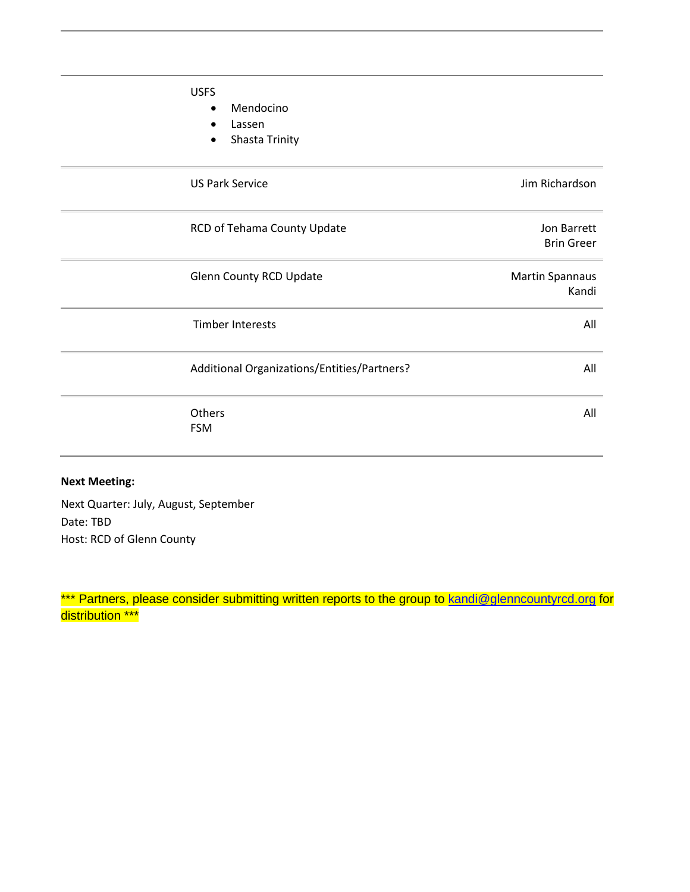| | | |
|---|---|---|
| | USFS<br>• Mendocino<br>• Lassen<br>• Shasta Trinity | |
| | US Park Service | Jim Richardson |
| | RCD of Tehama County Update | Jon Barrett<br>Brin Greer |
| | Glenn County RCD Update | Martin Spannaus<br>Kandi |
| | Timber Interests | All |
| | Additional Organizations/Entities/Partners? | All |
| | Others<br>FSM | All |

**Next Meeting:**

Next Quarter: July, August, September
Date: TBD
Host: RCD of Glenn County

*** Partners, please consider submitting written reports to the group to kandi@glenncountyrcd.org for distribution ***